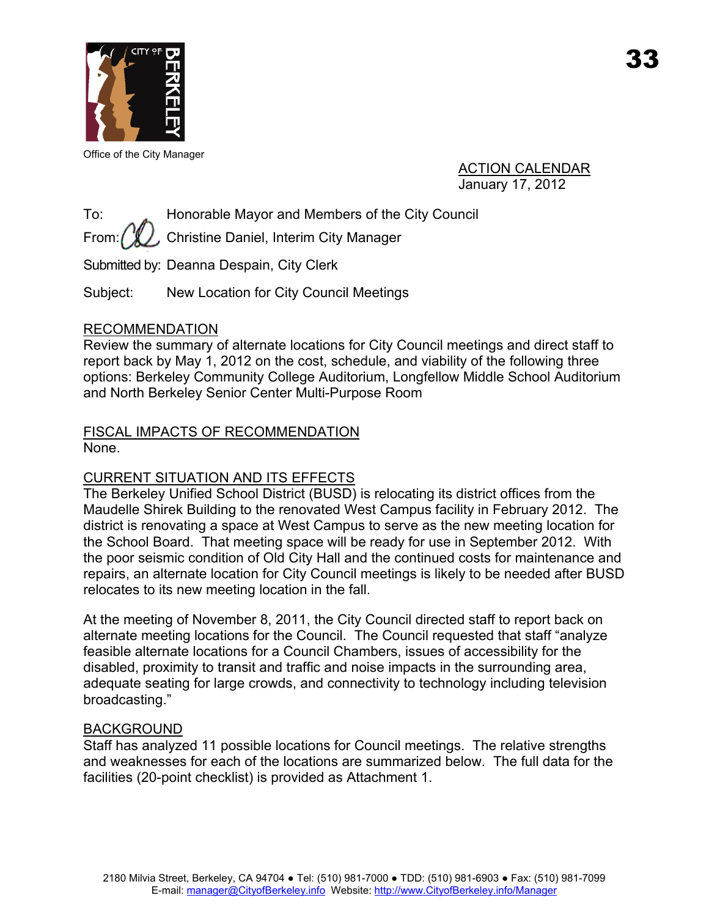Office of the City Manager

ACTION CALENDAR
January 17, 2012

To: Honorable Mayor and Members of the City Council

From: Christine Daniel, Interim City Manager

Submitted by: Deanna Despain, City Clerk

Subject: New Location for City Council Meetings

## RECOMMENDATION

Review the summary of alternate locations for City Council meetings and direct staff to report back by May 1, 2012 on the cost, schedule, and viability of the following three options: Berkeley Community College Auditorium, Longfellow Middle School Auditorium and North Berkeley Senior Center Multi-Purpose Room

## FISCAL IMPACTS OF RECOMMENDATION

None.

## CURRENT SITUATION AND ITS EFFECTS

The Berkeley Unified School District (BUSD) is relocating its district offices from the Maudelle Shirek Building to the renovated West Campus facility in February 2012. The district is renovating a space at West Campus to serve as the new meeting location for the School Board. That meeting space will be ready for use in September 2012. With the poor seismic condition of Old City Hall and the continued costs for maintenance and repairs, an alternate location for City Council meetings is likely to be needed after BUSD relocates to its new meeting location in the fall.

At the meeting of November 8, 2011, the City Council directed staff to report back on alternate meeting locations for the Council. The Council requested that staff "analyze feasible alternate locations for a Council Chambers, issues of accessibility for the disabled, proximity to transit and traffic and noise impacts in the surrounding area, adequate seating for large crowds, and connectivity to technology including television broadcasting."

## BACKGROUND

Staff has analyzed 11 possible locations for Council meetings. The relative strengths and weaknesses for each of the locations are summarized below. The full data for the facilities (20-point checklist) is provided as Attachment 1.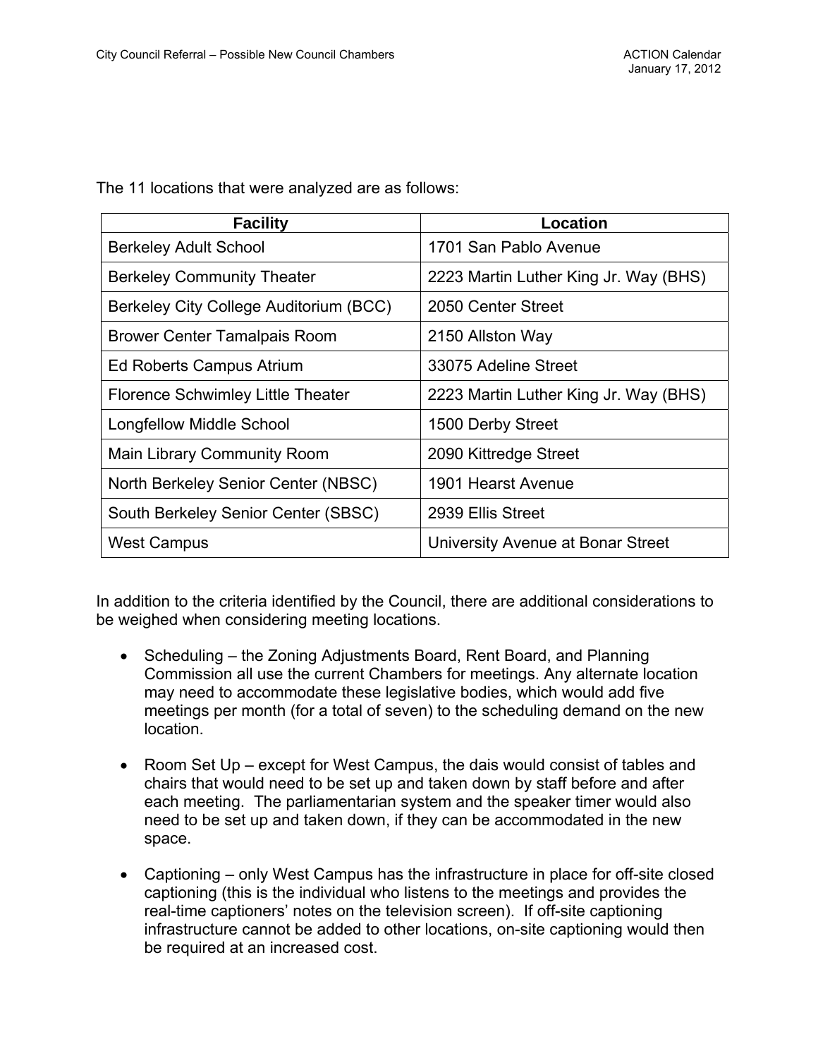The 11 locations that were analyzed are as follows:

| Facility | Location |
|---|---|
| Berkeley Adult School | 1701 San Pablo Avenue |
| Berkeley Community Theater | 2223 Martin Luther King Jr. Way (BHS) |
| Berkeley City College Auditorium (BCC) | 2050 Center Street |
| Brower Center Tamalpais Room | 2150 Allston Way |
| Ed Roberts Campus Atrium | 33075 Adeline Street |
| Florence Schwimley Little Theater | 2223 Martin Luther King Jr. Way (BHS) |
| Longfellow Middle School | 1500 Derby Street |
| Main Library Community Room | 2090 Kittredge Street |
| North Berkeley Senior Center (NBSC) | 1901 Hearst Avenue |
| South Berkeley Senior Center (SBSC) | 2939 Ellis Street |
| West Campus | University Avenue at Bonar Street |

In addition to the criteria identified by the Council, there are additional considerations to be weighed when considering meeting locations.

- Scheduling – the Zoning Adjustments Board, Rent Board, and Planning Commission all use the current Chambers for meetings. Any alternate location may need to accommodate these legislative bodies, which would add five meetings per month (for a total of seven) to the scheduling demand on the new location.

- Room Set Up – except for West Campus, the dais would consist of tables and chairs that would need to be set up and taken down by staff before and after each meeting. The parliamentarian system and the speaker timer would also need to be set up and taken down, if they can be accommodated in the new space.

- Captioning – only West Campus has the infrastructure in place for off-site closed captioning (this is the individual who listens to the meetings and provides the real-time captioners' notes on the television screen). If off-site captioning infrastructure cannot be added to other locations, on-site captioning would then be required at an increased cost.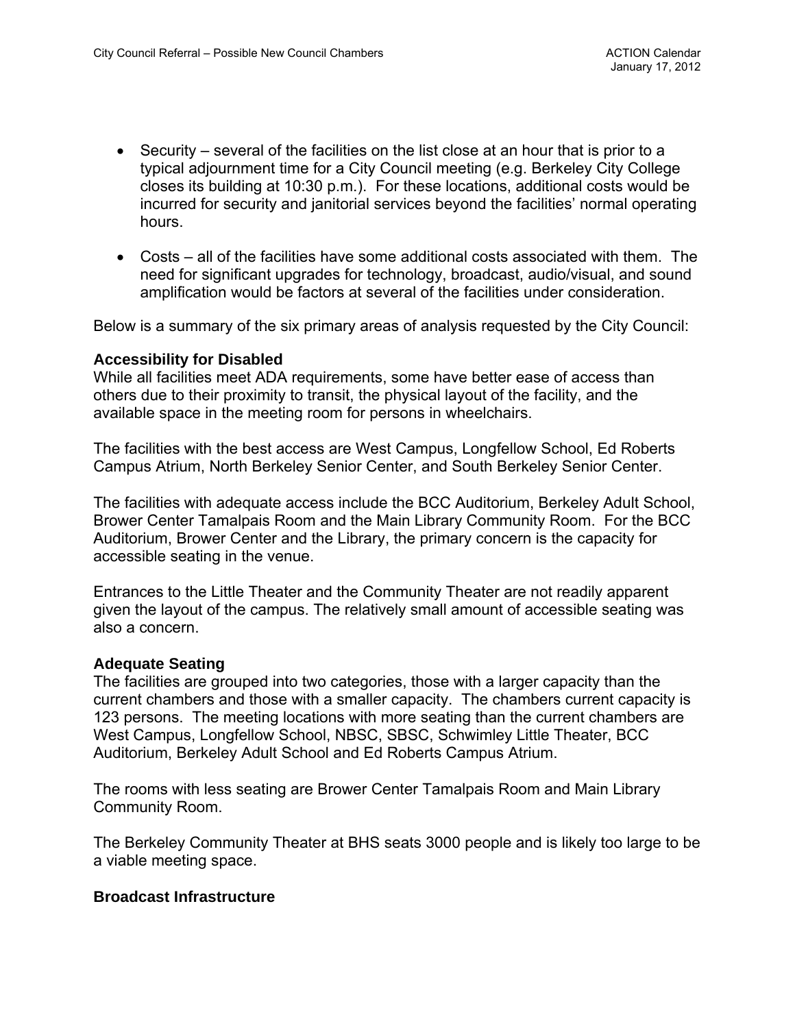- Security – several of the facilities on the list close at an hour that is prior to a typical adjournment time for a City Council meeting (e.g. Berkeley City College closes its building at 10:30 p.m.). For these locations, additional costs would be incurred for security and janitorial services beyond the facilities' normal operating hours.

- Costs – all of the facilities have some additional costs associated with them. The need for significant upgrades for technology, broadcast, audio/visual, and sound amplification would be factors at several of the facilities under consideration.

Below is a summary of the six primary areas of analysis requested by the City Council:

**Accessibility for Disabled**
While all facilities meet ADA requirements, some have better ease of access than others due to their proximity to transit, the physical layout of the facility, and the available space in the meeting room for persons in wheelchairs.

The facilities with the best access are West Campus, Longfellow School, Ed Roberts Campus Atrium, North Berkeley Senior Center, and South Berkeley Senior Center.

The facilities with adequate access include the BCC Auditorium, Berkeley Adult School, Brower Center Tamalpais Room and the Main Library Community Room. For the BCC Auditorium, Brower Center and the Library, the primary concern is the capacity for accessible seating in the venue.

Entrances to the Little Theater and the Community Theater are not readily apparent given the layout of the campus. The relatively small amount of accessible seating was also a concern.

**Adequate Seating**
The facilities are grouped into two categories, those with a larger capacity than the current chambers and those with a smaller capacity. The chambers current capacity is 123 persons. The meeting locations with more seating than the current chambers are West Campus, Longfellow School, NBSC, SBSC, Schwimley Little Theater, BCC Auditorium, Berkeley Adult School and Ed Roberts Campus Atrium.

The rooms with less seating are Brower Center Tamalpais Room and Main Library Community Room.

The Berkeley Community Theater at BHS seats 3000 people and is likely too large to be a viable meeting space.

**Broadcast Infrastructure**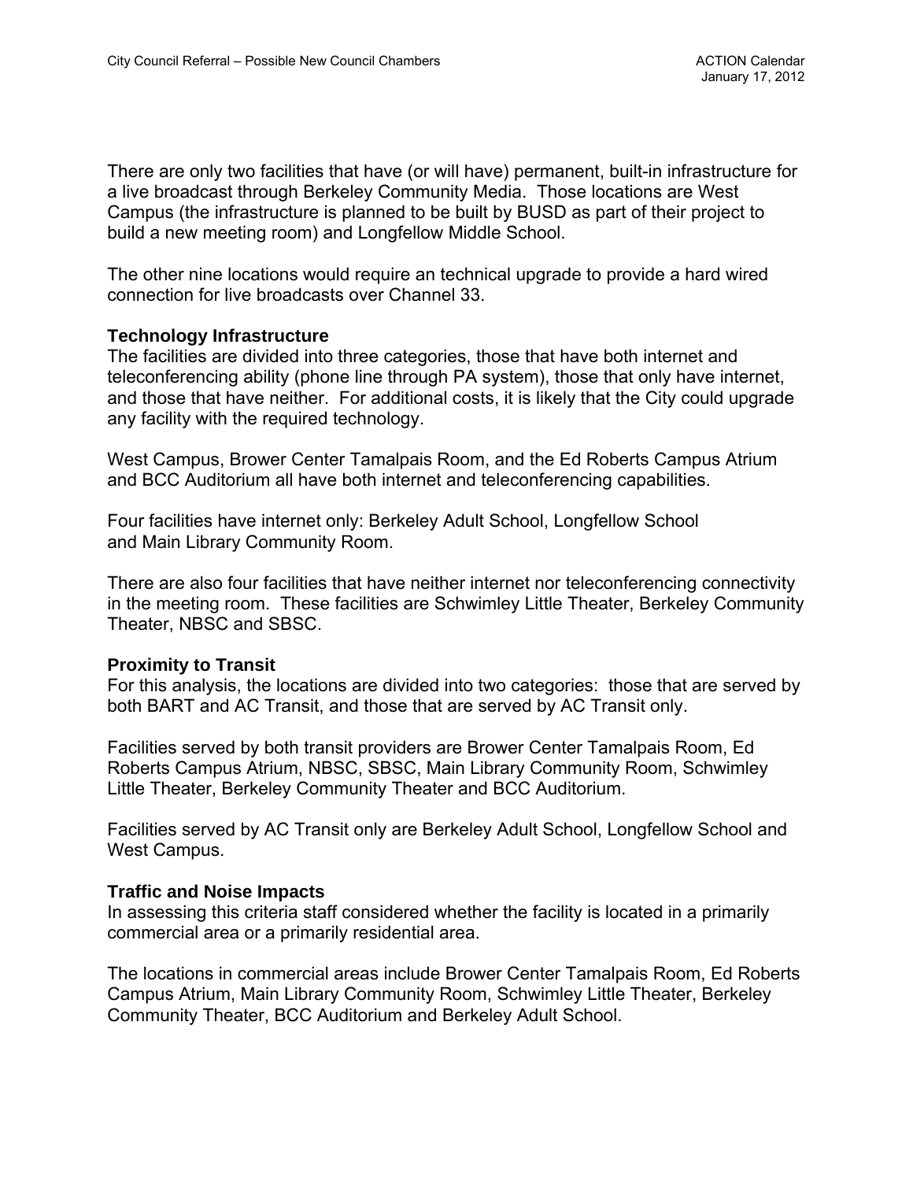There are only two facilities that have (or will have) permanent, built-in infrastructure for a live broadcast through Berkeley Community Media. Those locations are West Campus (the infrastructure is planned to be built by BUSD as part of their project to build a new meeting room) and Longfellow Middle School.

The other nine locations would require an technical upgrade to provide a hard wired connection for live broadcasts over Channel 33.

**Technology Infrastructure**
The facilities are divided into three categories, those that have both internet and teleconferencing ability (phone line through PA system), those that only have internet, and those that have neither. For additional costs, it is likely that the City could upgrade any facility with the required technology.

West Campus, Brower Center Tamalpais Room, and the Ed Roberts Campus Atrium and BCC Auditorium all have both internet and teleconferencing capabilities.

Four facilities have internet only: Berkeley Adult School, Longfellow School and Main Library Community Room.

There are also four facilities that have neither internet nor teleconferencing connectivity in the meeting room. These facilities are Schwimley Little Theater, Berkeley Community Theater, NBSC and SBSC.

**Proximity to Transit**
For this analysis, the locations are divided into two categories: those that are served by both BART and AC Transit, and those that are served by AC Transit only.

Facilities served by both transit providers are Brower Center Tamalpais Room, Ed Roberts Campus Atrium, NBSC, SBSC, Main Library Community Room, Schwimley Little Theater, Berkeley Community Theater and BCC Auditorium.

Facilities served by AC Transit only are Berkeley Adult School, Longfellow School and West Campus.

**Traffic and Noise Impacts**
In assessing this criteria staff considered whether the facility is located in a primarily commercial area or a primarily residential area.

The locations in commercial areas include Brower Center Tamalpais Room, Ed Roberts Campus Atrium, Main Library Community Room, Schwimley Little Theater, Berkeley Community Theater, BCC Auditorium and Berkeley Adult School.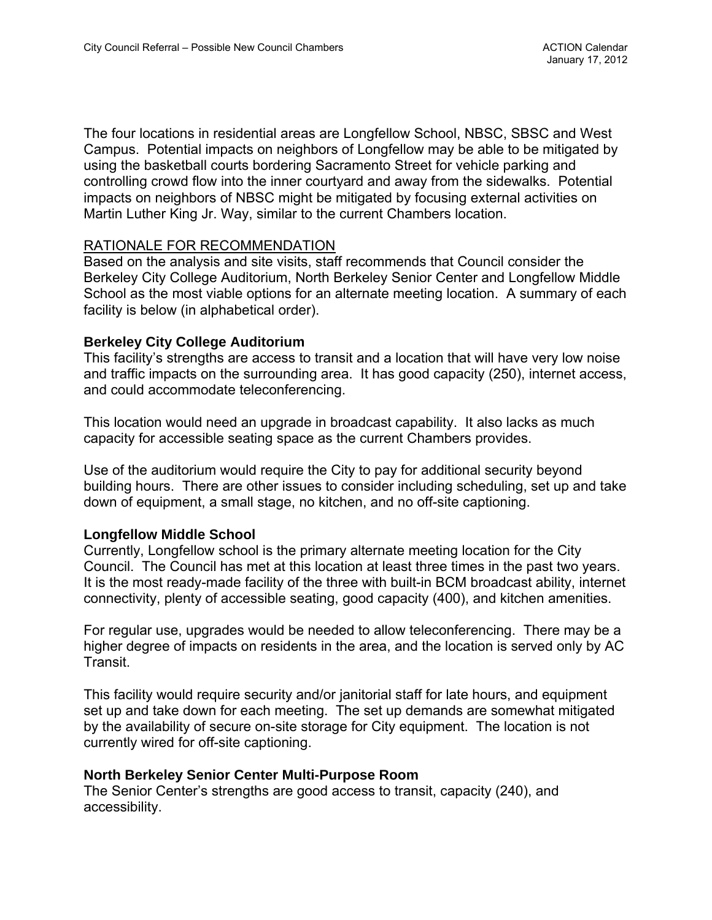The four locations in residential areas are Longfellow School, NBSC, SBSC and West Campus. Potential impacts on neighbors of Longfellow may be able to be mitigated by using the basketball courts bordering Sacramento Street for vehicle parking and controlling crowd flow into the inner courtyard and away from the sidewalks. Potential impacts on neighbors of NBSC might be mitigated by focusing external activities on Martin Luther King Jr. Way, similar to the current Chambers location.

## RATIONALE FOR RECOMMENDATION

Based on the analysis and site visits, staff recommends that Council consider the Berkeley City College Auditorium, North Berkeley Senior Center and Longfellow Middle School as the most viable options for an alternate meeting location. A summary of each facility is below (in alphabetical order).

### Berkeley City College Auditorium

This facility's strengths are access to transit and a location that will have very low noise and traffic impacts on the surrounding area. It has good capacity (250), internet access, and could accommodate teleconferencing.

This location would need an upgrade in broadcast capability. It also lacks as much capacity for accessible seating space as the current Chambers provides.

Use of the auditorium would require the City to pay for additional security beyond building hours. There are other issues to consider including scheduling, set up and take down of equipment, a small stage, no kitchen, and no off-site captioning.

### Longfellow Middle School

Currently, Longfellow school is the primary alternate meeting location for the City Council. The Council has met at this location at least three times in the past two years. It is the most ready-made facility of the three with built-in BCM broadcast ability, internet connectivity, plenty of accessible seating, good capacity (400), and kitchen amenities.

For regular use, upgrades would be needed to allow teleconferencing. There may be a higher degree of impacts on residents in the area, and the location is served only by AC Transit.

This facility would require security and/or janitorial staff for late hours, and equipment set up and take down for each meeting. The set up demands are somewhat mitigated by the availability of secure on-site storage for City equipment. The location is not currently wired for off-site captioning.

### North Berkeley Senior Center Multi-Purpose Room

The Senior Center's strengths are good access to transit, capacity (240), and accessibility.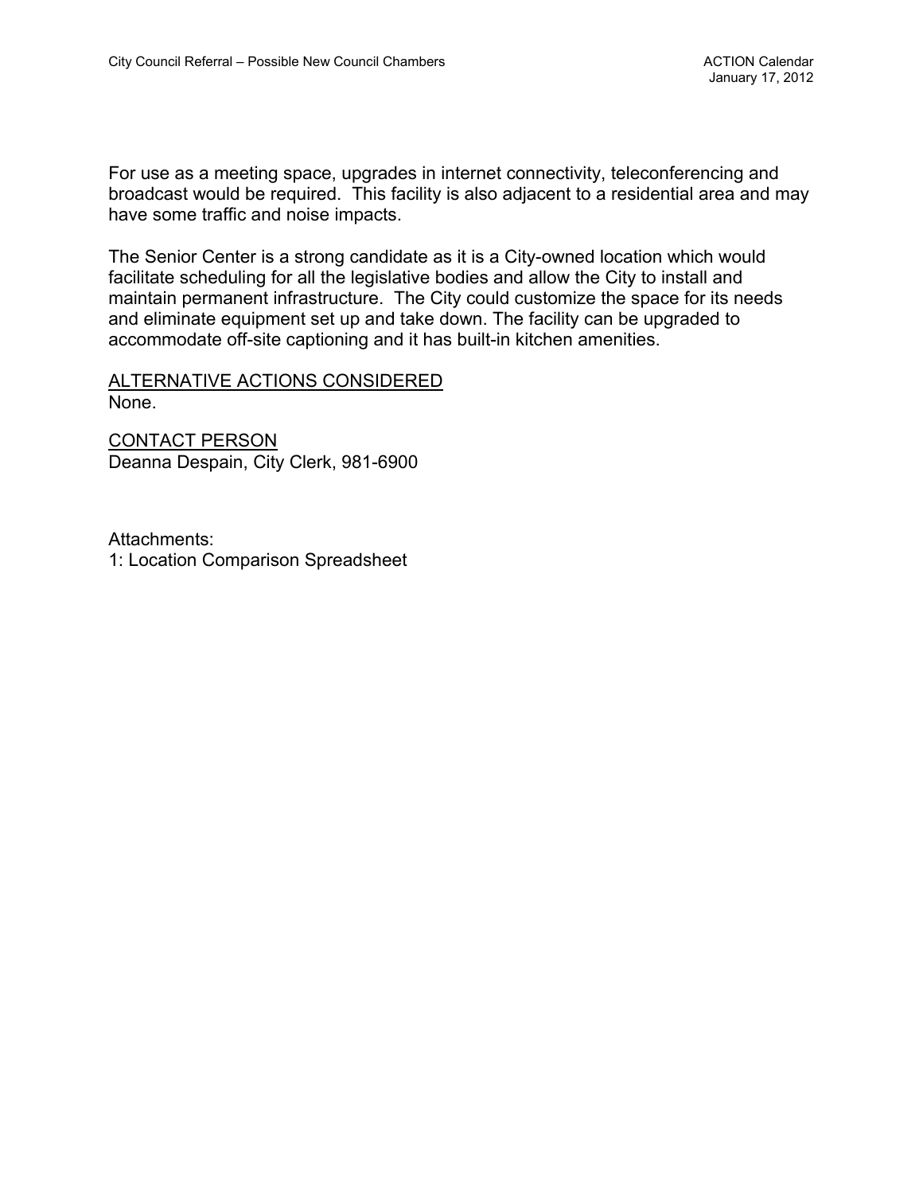For use as a meeting space, upgrades in internet connectivity, teleconferencing and broadcast would be required.  This facility is also adjacent to a residential area and may have some traffic and noise impacts.

The Senior Center is a strong candidate as it is a City-owned location which would facilitate scheduling for all the legislative bodies and allow the City to install and maintain permanent infrastructure.  The City could customize the space for its needs and eliminate equipment set up and take down. The facility can be upgraded to accommodate off-site captioning and it has built-in kitchen amenities.

<u>ALTERNATIVE ACTIONS CONSIDERED</u>
None.

<u>CONTACT PERSON</u>
Deanna Despain, City Clerk, 981-6900

Attachments:
1: Location Comparison Spreadsheet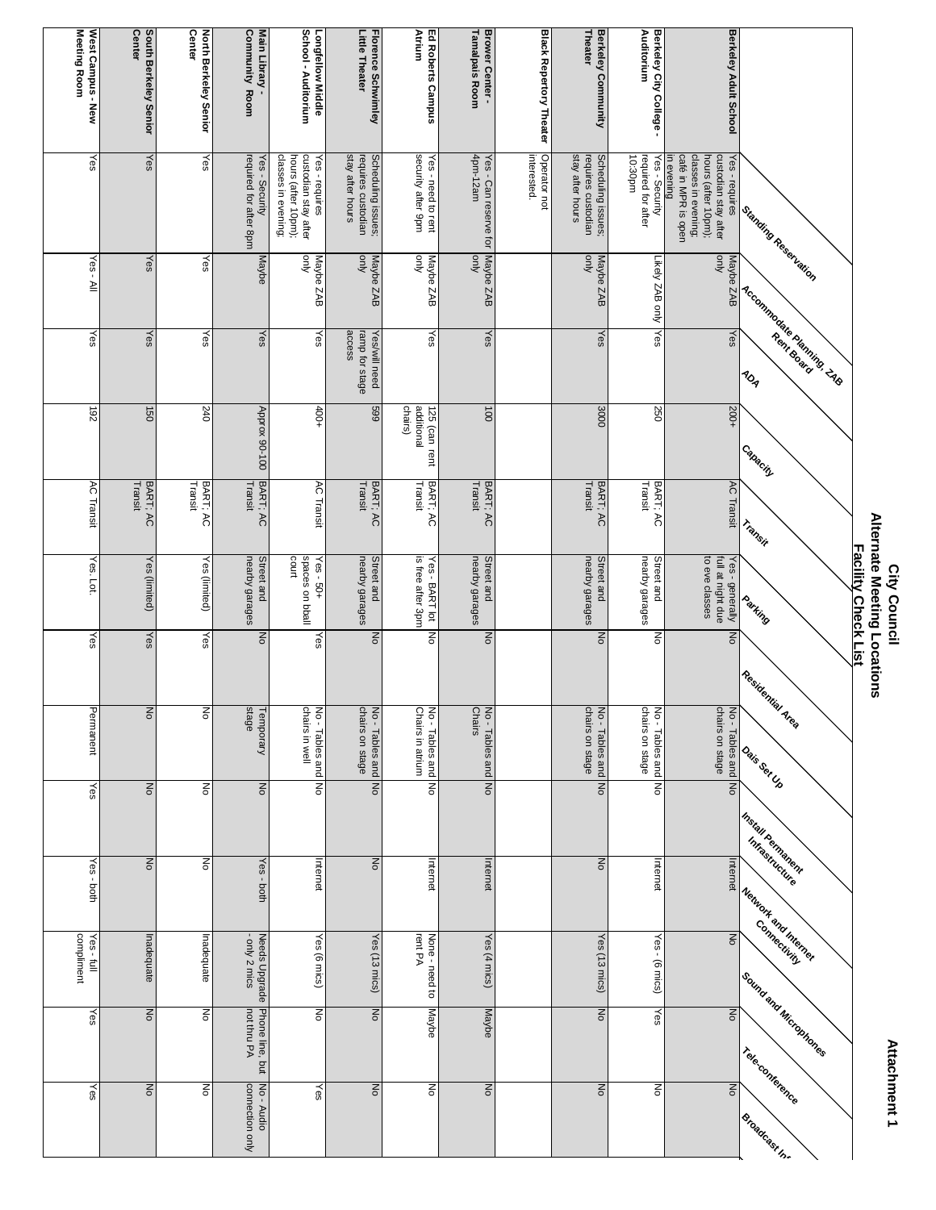Attachment 1

# City Council
## Alternate Meeting Locations
### Facility Check List

| | Standing Reservation | Accommodate Planning, ZAB Rent Board | ADA | Capacity | Transit | Parking | Residential Area | Dais Set Up | Install Permanent Infrastructure | Network and Internet Connectivity | Sound and Microphones | Tele-conference | Broadcast Inf |
|---|---|---|---|---|---|---|---|---|---|---|---|---|---|
| **Berkeley Adult School** | Yes - requires custodian stay after hours (after 10pm); classes in evening; café in MPR is open in evening | Maybe ZAB only | Yes | 200+ | AC Transit | Yes - generally full at night due to eve classes | No | No - Tables and chairs on stage | No | Internet | No | No | No |
| **Berkeley City College - Auditorium** | Yes - Security required for after 10:30pm | Likely ZAB only | Yes | 250 | BART; AC Transit | Street and nearby garages | No | No - Tables and chairs on stage | No | Internet | Yes - (6 mics) | Yes | No |
| **Berkeley Community Theater** | Scheduling issues; requires custodian stay after hours | Maybe ZAB only | Yes | 3000 | BART; AC Transit | Street and nearby garages | No | No - Tables and chairs on stage | No | No | Yes (13 mics) | No | No |
| **Black Repertory Theater** | Operator not interested. | | | | | | | | | | | | |
| **Brower Center - Tamalpais Room** | Yes - Can reserve for 4pm-12am | Maybe ZAB only | Yes | 100 | BART; AC Transit | Street and nearby garages | No | No - Tables and Chairs | No | Internet | Yes (4 mics) | Maybe | No |
| **Ed Roberts Campus Atrium** | Yes - need to rent security after 9pm | Maybe ZAB only | Yes | 125 (can rent additional chairs) | BART; AC Transit | Yes - BART lot is free after 3pm | No | No - Tables and Chairs in atrium | No | Internet | None - need to rent PA | Maybe | No |
| **Florence Schwimley Little Theater** | Scheduling issues; requires custodian stay after hours | Maybe ZAB only | Yes/will need ramp for stage access | 599 | BART; AC Transit | Street and nearby garages | No | No - Tables and chairs on stage | No | No | Yes (13 mics) | No | No |
| **Longfellow Middle School - Auditorium** | Yes - requires custodian stay after hours (after 10pm); classes in evening; | Maybe ZAB only | Yes | 400+ | AC Transit | Yes - 50+ spaces on bball court | Yes | No - Tables and chairs in well | No | Internet | Yes (6 mics) | No | Yes |
| **Main Library - Community Room** | Yes - Security required for after 8pm | Maybe | Yes | Approx 90-100 | BART; AC Transit | Street and nearby garages | No | Temporary stage | No | Yes - both | Needs Upgrade - only 2 mics | Phone line, but not thru PA | No - Audio connection only |
| **North Berkeley Senior Center** | Yes | Yes | Yes | 240 | BART; AC Transit | Yes (limited) | Yes | No | No | No | Inadequate | No | No |
| **South Berkeley Senior Center** | Yes | Yes | Yes | 150 | BART; AC Transit | Yes (limited) | Yes | No | No | No | Inadequate | No | No |
| **West Campus - New Meeting Room** | Yes | Yes - All | Yes | 192 | AC Transit | Yes, Lot. | Yes | Permanent | Yes | Yes - both | Yes - full compliment | Yes | Yes |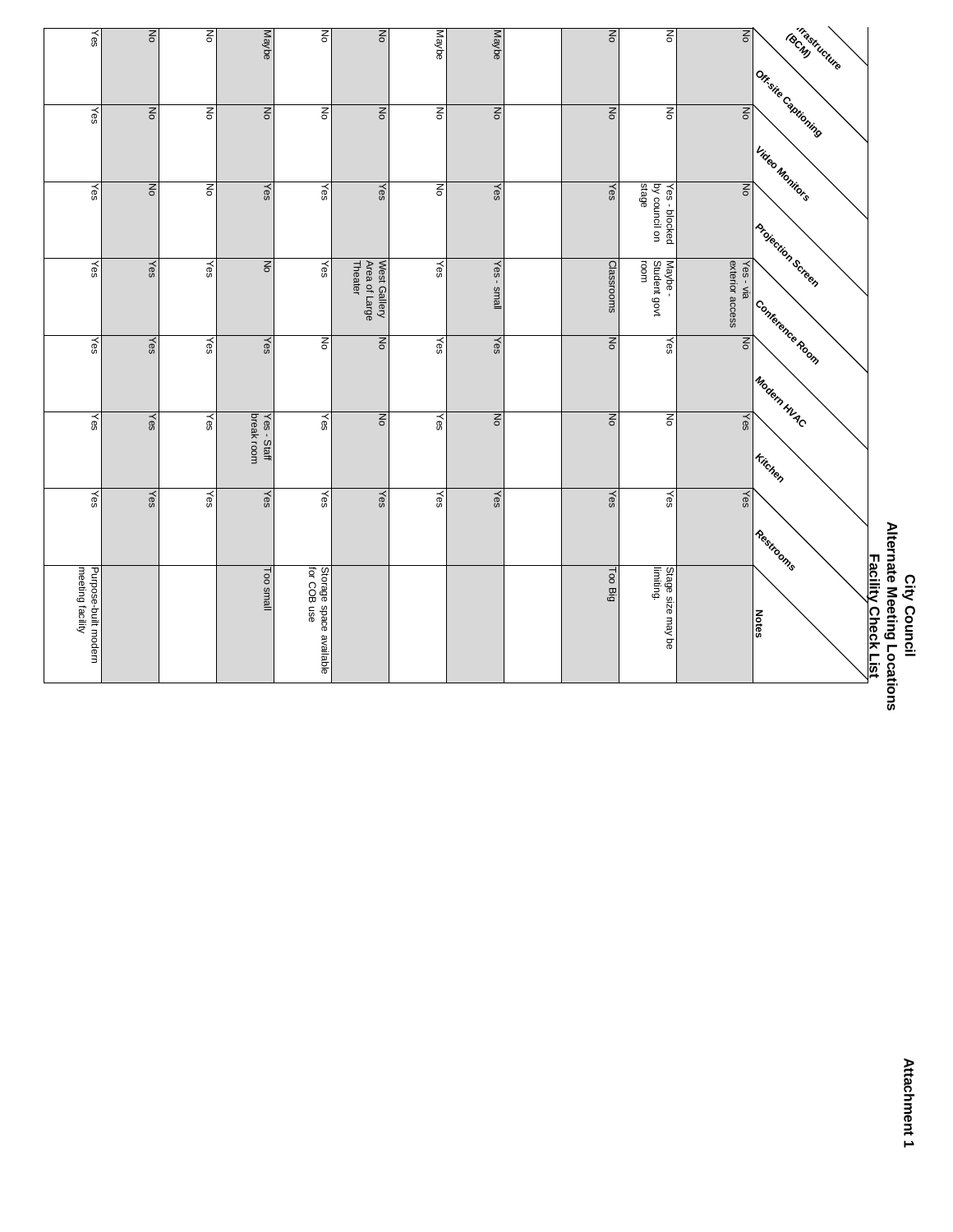# City Council
# Alternate Meeting Locations
# Facility Check List

## Attachment 1

| Off-site Captioning | Video Monitors | Projection Screen | Conference Room | Modern HVAC | Kitchen | Restrooms | Notes |
|---|---|---|---|---|---|---|---|
| No | No | No | Yes - via exterior access | No | Yes | Yes | |
| No | No | Yes - blocked by council on stage | Maybe - Student govt room | Yes | No | Yes | Stage size may be limiting. |
| No | No | Yes | Classrooms | No | No | Yes | Too Big |
| | | | | | | | |
| Maybe | No | Yes | Yes - small | Yes | No | Yes | |
| Maybe | No | No | Yes | Yes | Yes | Yes | |
| No | No | Yes | West Gallery Area of Large Theater | No | No | Yes | |
| No | No | Yes | Yes | No | Yes | Yes | Storage space available for COB use |
| Maybe | No | Yes | No | Yes | Yes - Staff break room | Yes | Too small |
| No | No | No | Yes | Yes | Yes | Yes | |
| No | No | No | Yes | Yes | Yes | Yes | |
| Yes | Yes | Yes | Yes | Yes | Yes | Yes | Purpose-built modern meeting facility |